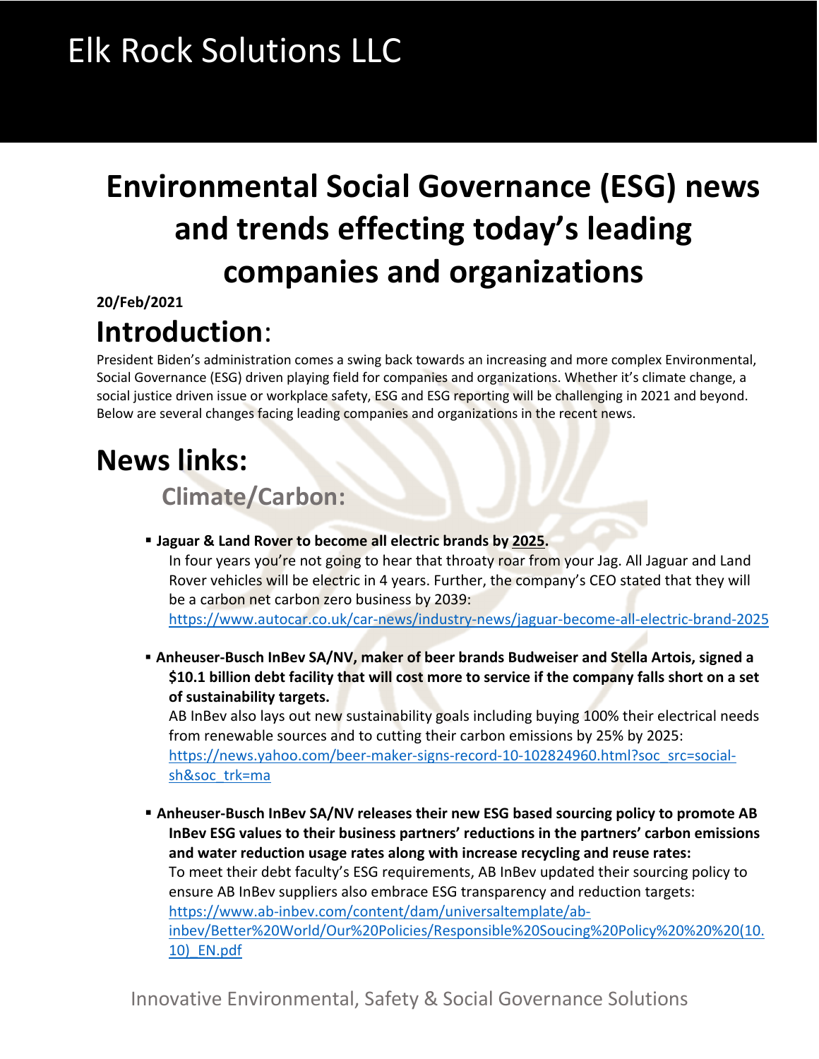Elk Rock Solutions LLC

# Environmental Social Governance (ESG) news and trends effecting today's leading companies and organizations

**20/Feb/2021**

## Introduction:

President Biden's administration comes a swing back towards an increasing and more complex Environmental, Social Governance (ESG) driven playing field for companies and organizations. Whether it's climate change, a social justice driven issue or workplace safety, ESG and ESG reporting will be challenging in 2021 and beyond. Below are several changes facing leading companies and organizations in the recent news.

## News links:

### Climate/Carbon:

- **Jaguar & Land Rover to become all electric brands by 2025.**
  In four years you're not going to hear that throaty roar from your Jag. All Jaguar and Land Rover vehicles will be electric in 4 years. Further, the company's CEO stated that they will be a carbon net carbon zero business by 2039:
  https://www.autocar.co.uk/car-news/industry-news/jaguar-become-all-electric-brand-2025

- **Anheuser-Busch InBev SA/NV, maker of beer brands Budweiser and Stella Artois, signed a $10.1 billion debt facility that will cost more to service if the company falls short on a set of sustainability targets.**
  AB InBev also lays out new sustainability goals including buying 100% their electrical needs from renewable sources and to cutting their carbon emissions by 25% by 2025:
  https://news.yahoo.com/beer-maker-signs-record-10-102824960.html?soc_src=social-sh&soc_trk=ma

- **Anheuser-Busch InBev SA/NV releases their new ESG based sourcing policy to promote AB InBev ESG values to their business partners' reductions in the partners' carbon emissions and water reduction usage rates along with increase recycling and reuse rates:**
  To meet their debt faculty's ESG requirements, AB InBev updated their sourcing policy to ensure AB InBev suppliers also embrace ESG transparency and reduction targets:
  https://www.ab-inbev.com/content/dam/universaltemplate/ab-inbev/Better%20World/Our%20Policies/Responsible%20Soucing%20Policy%20%20%20(10.10)_EN.pdf

Innovative Environmental, Safety & Social Governance Solutions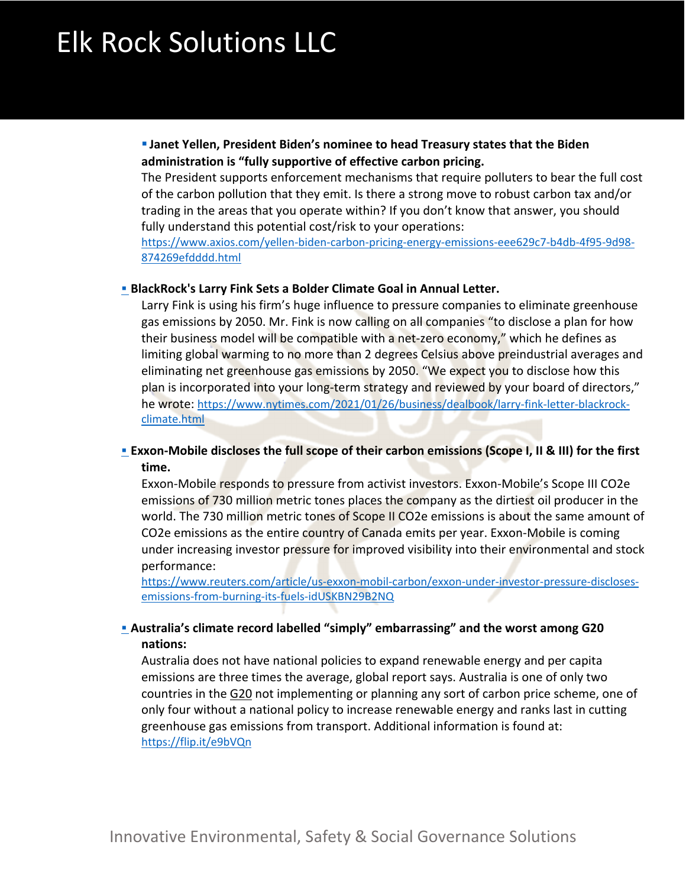- **Janet Yellen, President Biden's nominee to head Treasury states that the Biden administration is "fully supportive of effective carbon pricing.**
  The President supports enforcement mechanisms that require polluters to bear the full cost of the carbon pollution that they emit. Is there a strong move to robust carbon tax and/or trading in the areas that you operate within? If you don't know that answer, you should fully understand this potential cost/risk to your operations: https://www.axios.com/yellen-biden-carbon-pricing-energy-emissions-eee629c7-b4db-4f95-9d98-874269efdddd.html

- **BlackRock's Larry Fink Sets a Bolder Climate Goal in Annual Letter.**
  Larry Fink is using his firm's huge influence to pressure companies to eliminate greenhouse gas emissions by 2050. Mr. Fink is now calling on all companies "to disclose a plan for how their business model will be compatible with a net-zero economy," which he defines as limiting global warming to no more than 2 degrees Celsius above preindustrial averages and eliminating net greenhouse gas emissions by 2050. "We expect you to disclose how this plan is incorporated into your long-term strategy and reviewed by your board of directors," he wrote: https://www.nytimes.com/2021/01/26/business/dealbook/larry-fink-letter-blackrock-climate.html

- **Exxon-Mobile discloses the full scope of their carbon emissions (Scope I, II & III) for the first time.**
  Exxon-Mobile responds to pressure from activist investors. Exxon-Mobile's Scope III CO2e emissions of 730 million metric tones places the company as the dirtiest oil producer in the world. The 730 million metric tones of Scope II CO2e emissions is about the same amount of CO2e emissions as the entire country of Canada emits per year. Exxon-Mobile is coming under increasing investor pressure for improved visibility into their environmental and stock performance: https://www.reuters.com/article/us-exxon-mobil-carbon/exxon-under-investor-pressure-discloses-emissions-from-burning-its-fuels-idUSKBN29B2NQ

- **Australia's climate record labelled "simply" embarrassing" and the worst among G20 nations:**
  Australia does not have national policies to expand renewable energy and per capita emissions are three times the average, global report says. Australia is one of only two countries in the G20 not implementing or planning any sort of carbon price scheme, one of only four without a national policy to increase renewable energy and ranks last in cutting greenhouse gas emissions from transport. Additional information is found at: https://flip.it/e9bVQn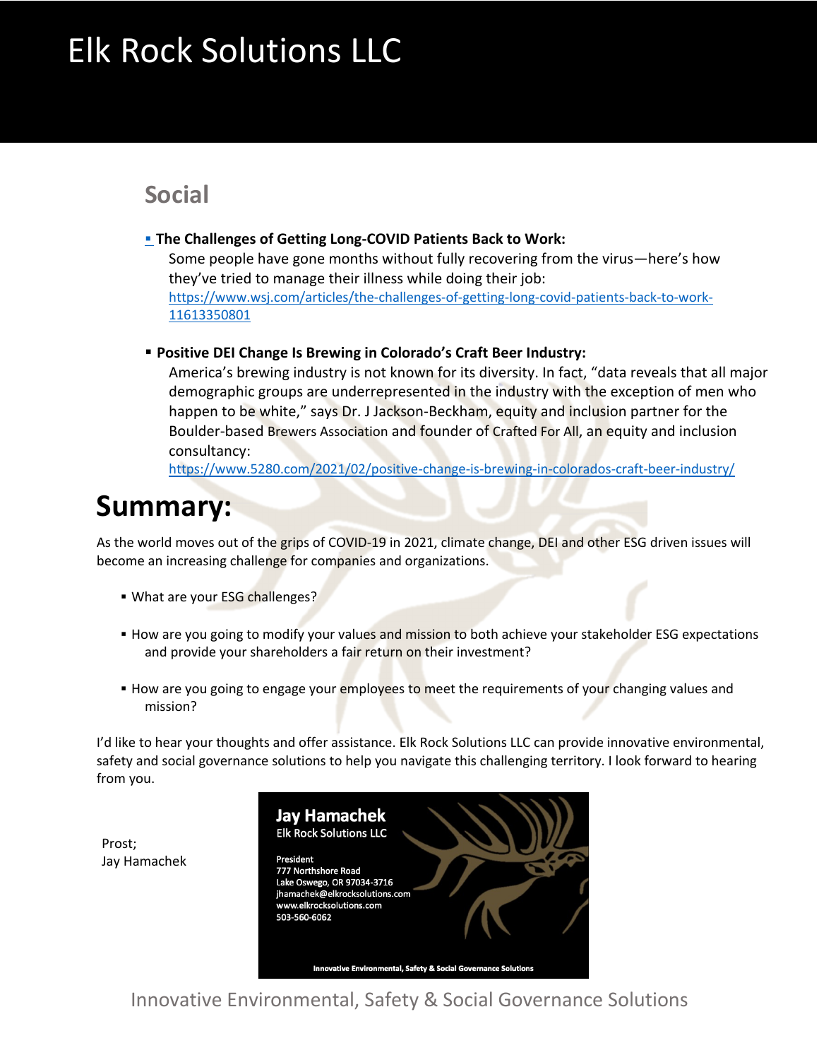# Elk Rock Solutions LLC

## Social

- **The Challenges of Getting Long-COVID Patients Back to Work:**
  Some people have gone months without fully recovering from the virus—here's how they've tried to manage their illness while doing their job:
  https://www.wsj.com/articles/the-challenges-of-getting-long-covid-patients-back-to-work-11613350801

- **Positive DEI Change Is Brewing in Colorado's Craft Beer Industry:**
  America's brewing industry is not known for its diversity. In fact, "data reveals that all major demographic groups are underrepresented in the industry with the exception of men who happen to be white," says Dr. J Jackson-Beckham, equity and inclusion partner for the Boulder-based Brewers Association and founder of Crafted For All, an equity and inclusion consultancy:
  https://www.5280.com/2021/02/positive-change-is-brewing-in-colorados-craft-beer-industry/

# Summary:

As the world moves out of the grips of COVID-19 in 2021, climate change, DEI and other ESG driven issues will become an increasing challenge for companies and organizations.

- What are your ESG challenges?
- How are you going to modify your values and mission to both achieve your stakeholder ESG expectations and provide your shareholders a fair return on their investment?
- How are you going to engage your employees to meet the requirements of your changing values and mission?

I'd like to hear your thoughts and offer assistance. Elk Rock Solutions LLC can provide innovative environmental, safety and social governance solutions to help you navigate this challenging territory. I look forward to hearing from you.

Prost;
Jay Hamachek

**Jay Hamachek**
Elk Rock Solutions LLC

President
777 Northshore Road
Lake Oswego, OR 97034-3716
jhamachek@elkrocksolutions.com
www.elkrocksolutions.com
503-560-6062

Innovative Environmental, Safety & Social Governance Solutions

Innovative Environmental, Safety & Social Governance Solutions